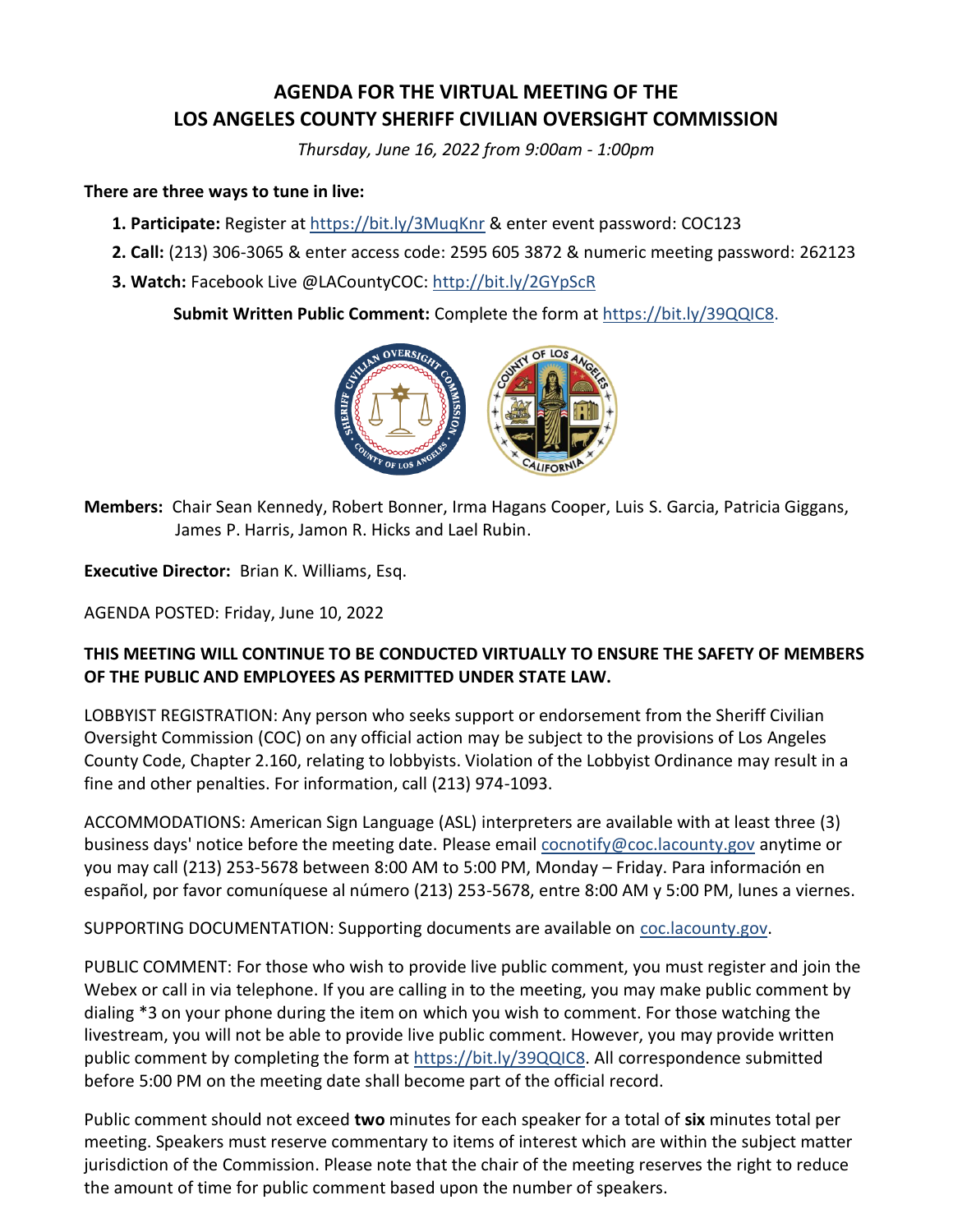# AGENDA FOR THE VIRTUAL MEETING OF THE LOS ANGELES COUNTY SHERIFF CIVILIAN OVERSIGHT COMMISSION

*Thursday, June 16, 2022 from 9:00am - 1:00pm*

**There are three ways to tune in live:**

1. **Participate:** Register at https://bit.ly/3MuqKnr & enter event password: COC123
2. **Call:** (213) 306-3065 & enter access code: 2595 605 3872 & numeric meeting password: 262123
3. **Watch:** Facebook Live @LACountyCOC: http://bit.ly/2GYpScR

**Submit Written Public Comment:** Complete the form at https://bit.ly/39QQIC8.

**Members:** Chair Sean Kennedy, Robert Bonner, Irma Hagans Cooper, Luis S. Garcia, Patricia Giggans, James P. Harris, Jamon R. Hicks and Lael Rubin.

**Executive Director:** Brian K. Williams, Esq.

AGENDA POSTED: Friday, June 10, 2022

**THIS MEETING WILL CONTINUE TO BE CONDUCTED VIRTUALLY TO ENSURE THE SAFETY OF MEMBERS OF THE PUBLIC AND EMPLOYEES AS PERMITTED UNDER STATE LAW.**

LOBBYIST REGISTRATION: Any person who seeks support or endorsement from the Sheriff Civilian Oversight Commission (COC) on any official action may be subject to the provisions of Los Angeles County Code, Chapter 2.160, relating to lobbyists. Violation of the Lobbyist Ordinance may result in a fine and other penalties. For information, call (213) 974-1093.

ACCOMMODATIONS: American Sign Language (ASL) interpreters are available with at least three (3) business days' notice before the meeting date. Please email cocnotify@coc.lacounty.gov anytime or you may call (213) 253-5678 between 8:00 AM to 5:00 PM, Monday – Friday. Para información en español, por favor comuníquese al número (213) 253-5678, entre 8:00 AM y 5:00 PM, lunes a viernes.

SUPPORTING DOCUMENTATION: Supporting documents are available on coc.lacounty.gov.

PUBLIC COMMENT: For those who wish to provide live public comment, you must register and join the Webex or call in via telephone. If you are calling in to the meeting, you may make public comment by dialing *3 on your phone during the item on which you wish to comment. For those watching the livestream, you will not be able to provide live public comment. However, you may provide written public comment by completing the form at https://bit.ly/39QQIC8. All correspondence submitted before 5:00 PM on the meeting date shall become part of the official record.

Public comment should not exceed **two** minutes for each speaker for a total of **six** minutes total per meeting. Speakers must reserve commentary to items of interest which are within the subject matter jurisdiction of the Commission. Please note that the chair of the meeting reserves the right to reduce the amount of time for public comment based upon the number of speakers.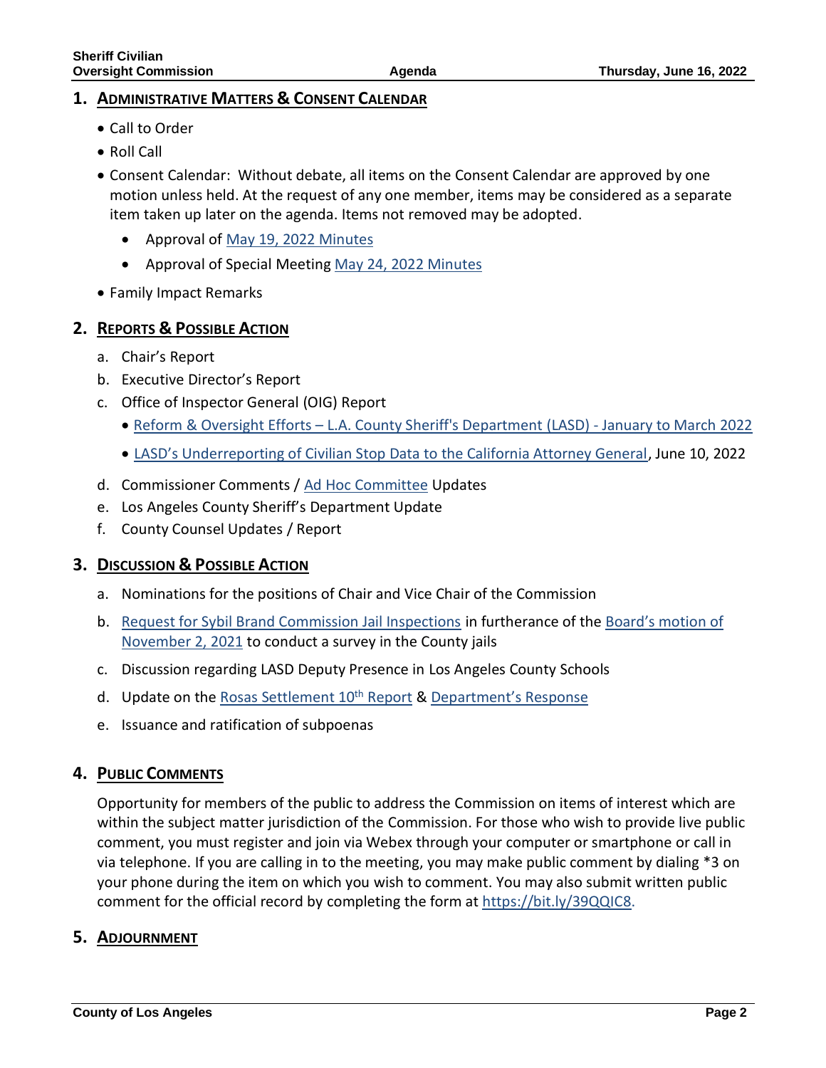## 1. ADMINISTRATIVE MATTERS & CONSENT CALENDAR

- Call to Order
- Roll Call
- Consent Calendar: Without debate, all items on the Consent Calendar are approved by one motion unless held. At the request of any one member, items may be considered as a separate item taken up later on the agenda. Items not removed may be adopted.
  - Approval of May 19, 2022 Minutes
  - Approval of Special Meeting May 24, 2022 Minutes
- Family Impact Remarks

## 2. REPORTS & POSSIBLE ACTION

a. Chair's Report

b. Executive Director's Report

c. Office of Inspector General (OIG) Report
  - Reform & Oversight Efforts – L.A. County Sheriff's Department (LASD) - January to March 2022
  - LASD's Underreporting of Civilian Stop Data to the California Attorney General, June 10, 2022

d. Commissioner Comments / Ad Hoc Committee Updates

e. Los Angeles County Sheriff's Department Update

f. County Counsel Updates / Report

## 3. DISCUSSION & POSSIBLE ACTION

a. Nominations for the positions of Chair and Vice Chair of the Commission

b. Request for Sybil Brand Commission Jail Inspections in furtherance of the Board's motion of November 2, 2021 to conduct a survey in the County jails

c. Discussion regarding LASD Deputy Presence in Los Angeles County Schools

d. Update on the Rosas Settlement 10th Report & Department's Response

e. Issuance and ratification of subpoenas

## 4. PUBLIC COMMENTS

Opportunity for members of the public to address the Commission on items of interest which are within the subject matter jurisdiction of the Commission. For those who wish to provide live public comment, you must register and join via Webex through your computer or smartphone or call in via telephone. If you are calling in to the meeting, you may make public comment by dialing *3 on your phone during the item on which you wish to comment. You may also submit written public comment for the official record by completing the form at https://bit.ly/39QQIC8.

## 5. ADJOURNMENT